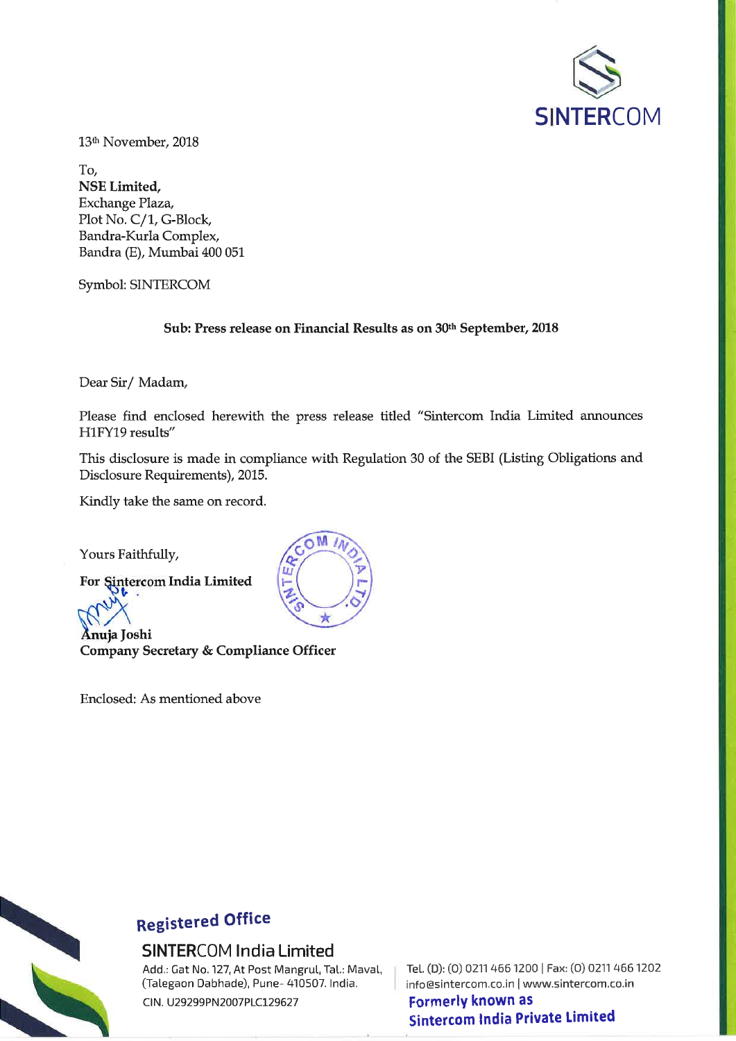SINTERCOM

13th November, 2018

To,
**NSE Limited,**
Exchange Plaza,
Plot No. C/1, G-Block,
Bandra-Kurla Complex,
Bandra (E), Mumbai 400 051

Symbol: SINTERCOM

**Sub: Press release on Financial Results as on 30th September, 2018**

Dear Sir/ Madam,

Please find enclosed herewith the press release titled "Sintercom India Limited announces H1FY19 results"

This disclosure is made in compliance with Regulation 30 of the SEBI (Listing Obligations and Disclosure Requirements), 2015.

Kindly take the same on record.

Yours Faithfully,

**For Sintercom India Limited**

**Anuja Joshi**
**Company Secretary & Compliance Officer**

Enclosed: As mentioned above

**Registered Office**

**SINTERCOM India Limited**
Add.: Gat No. 127, At Post Mangrul, Tal.: Maval, (Talegaon Dabhade), Pune- 410507. India.
CIN. U29299PN2007PLC129627

Tel. (D): (O) 0211 466 1200 | Fax: (O) 0211 466 1202
info@sintercom.co.in | www.sintercom.co.in

**Formerly known as Sintercom India Private Limited**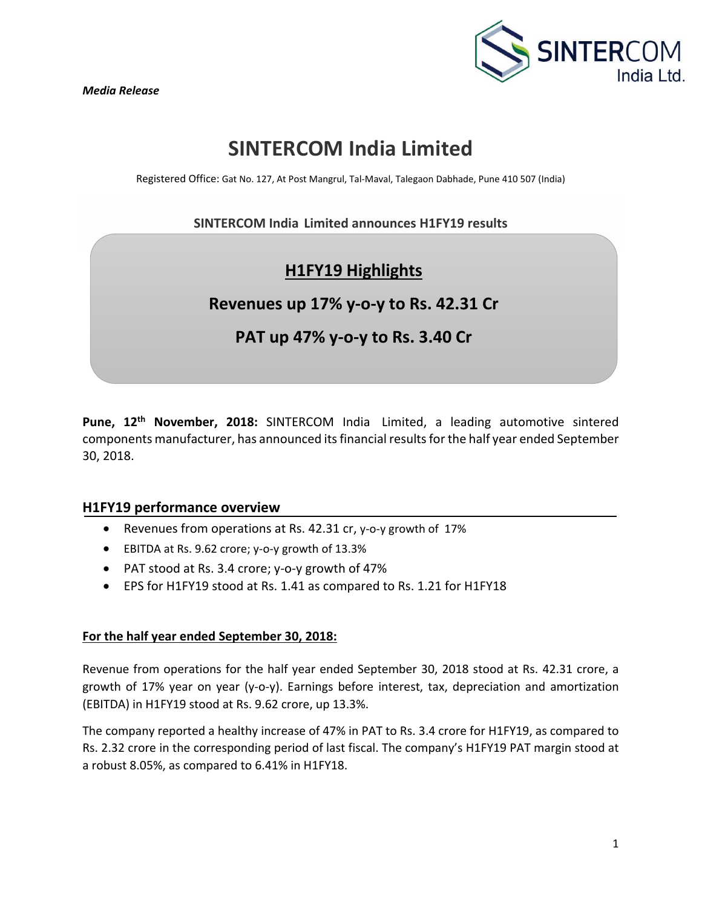*Media Release*

# SINTERCOM India Limited

Registered Office: Gat No. 127, At Post Mangrul, Tal-Maval, Talegaon Dabhade, Pune 410 507 (India)

**SINTERCOM India Limited announces H1FY19 results**

## <u>H1FY19 Highlights</u>

**Revenues up 17% y-o-y to Rs. 42.31 Cr**

**PAT up 47% y-o-y to Rs. 3.40 Cr**

**Pune, 12th November, 2018:** SINTERCOM India Limited, a leading automotive sintered components manufacturer, has announced its financial results for the half year ended September 30, 2018.

## H1FY19 performance overview

- Revenues from operations at Rs. 42.31 cr, y-o-y growth of 17%
- EBITDA at Rs. 9.62 crore; y-o-y growth of 13.3%
- PAT stood at Rs. 3.4 crore; y-o-y growth of 47%
- EPS for H1FY19 stood at Rs. 1.41 as compared to Rs. 1.21 for H1FY18

**<u>For the half year ended September 30, 2018:</u>**

Revenue from operations for the half year ended September 30, 2018 stood at Rs. 42.31 crore, a growth of 17% year on year (y-o-y). Earnings before interest, tax, depreciation and amortization (EBITDA) in H1FY19 stood at Rs. 9.62 crore, up 13.3%.

The company reported a healthy increase of 47% in PAT to Rs. 3.4 crore for H1FY19, as compared to Rs. 2.32 crore in the corresponding period of last fiscal. The company's H1FY19 PAT margin stood at a robust 8.05%, as compared to 6.41% in H1FY18.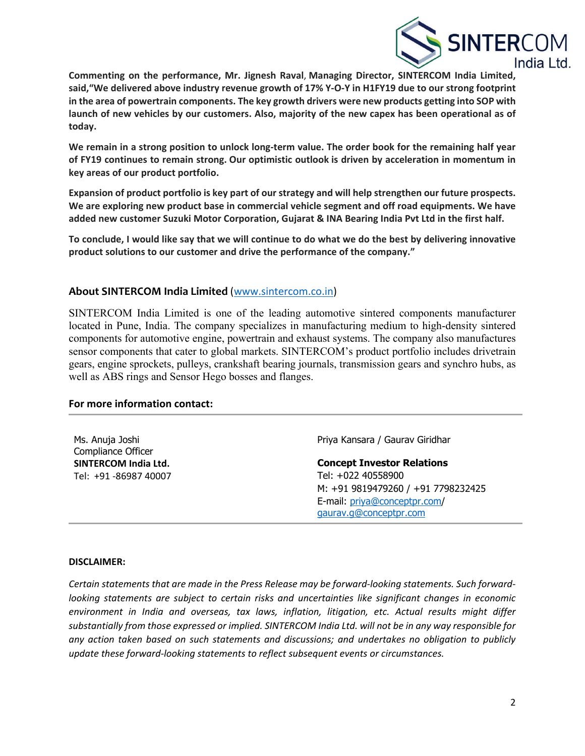**Commenting on the performance, Mr. Jignesh Raval, Managing Director, SINTERCOM India Limited, said,"We delivered above industry revenue growth of 17% Y-O-Y in H1FY19 due to our strong footprint in the area of powertrain components. The key growth drivers were new products getting into SOP with launch of new vehicles by our customers. Also, majority of the new capex has been operational as of today.**

**We remain in a strong position to unlock long-term value. The order book for the remaining half year of FY19 continues to remain strong. Our optimistic outlook is driven by acceleration in momentum in key areas of our product portfolio.**

**Expansion of product portfolio is key part of our strategy and will help strengthen our future prospects. We are exploring new product base in commercial vehicle segment and off road equipments. We have added new customer Suzuki Motor Corporation, Gujarat & INA Bearing India Pvt Ltd in the first half.**

**To conclude, I would like say that we will continue to do what we do the best by delivering innovative product solutions to our customer and drive the performance of the company."**

### About SINTERCOM India Limited (www.sintercom.co.in)

SINTERCOM India Limited is one of the leading automotive sintered components manufacturer located in Pune, India. The company specializes in manufacturing medium to high-density sintered components for automotive engine, powertrain and exhaust systems. The company also manufactures sensor components that cater to global markets. SINTERCOM's product portfolio includes drivetrain gears, engine sprockets, pulleys, crankshaft bearing journals, transmission gears and synchro hubs, as well as ABS rings and Sensor Hego bosses and flanges.

### For more information contact:

| | |
|---|---|
| Ms. Anuja Joshi<br>Compliance Officer<br>**SINTERCOM India Ltd.**<br>Tel: +91 -86987 40007 | Priya Kansara / Gaurav Giridhar<br><br>**Concept Investor Relations**<br>Tel: +022 40558900<br>M: +91 9819479260 / +91 7798232425<br>E-mail: priya@conceptpr.com/<br>gaurav.g@conceptpr.com |

**DISCLAIMER:**

*Certain statements that are made in the Press Release may be forward-looking statements. Such forward-looking statements are subject to certain risks and uncertainties like significant changes in economic environment in India and overseas, tax laws, inflation, litigation, etc. Actual results might differ substantially from those expressed or implied. SINTERCOM India Ltd. will not be in any way responsible for any action taken based on such statements and discussions; and undertakes no obligation to publicly update these forward-looking statements to reflect subsequent events or circumstances.*